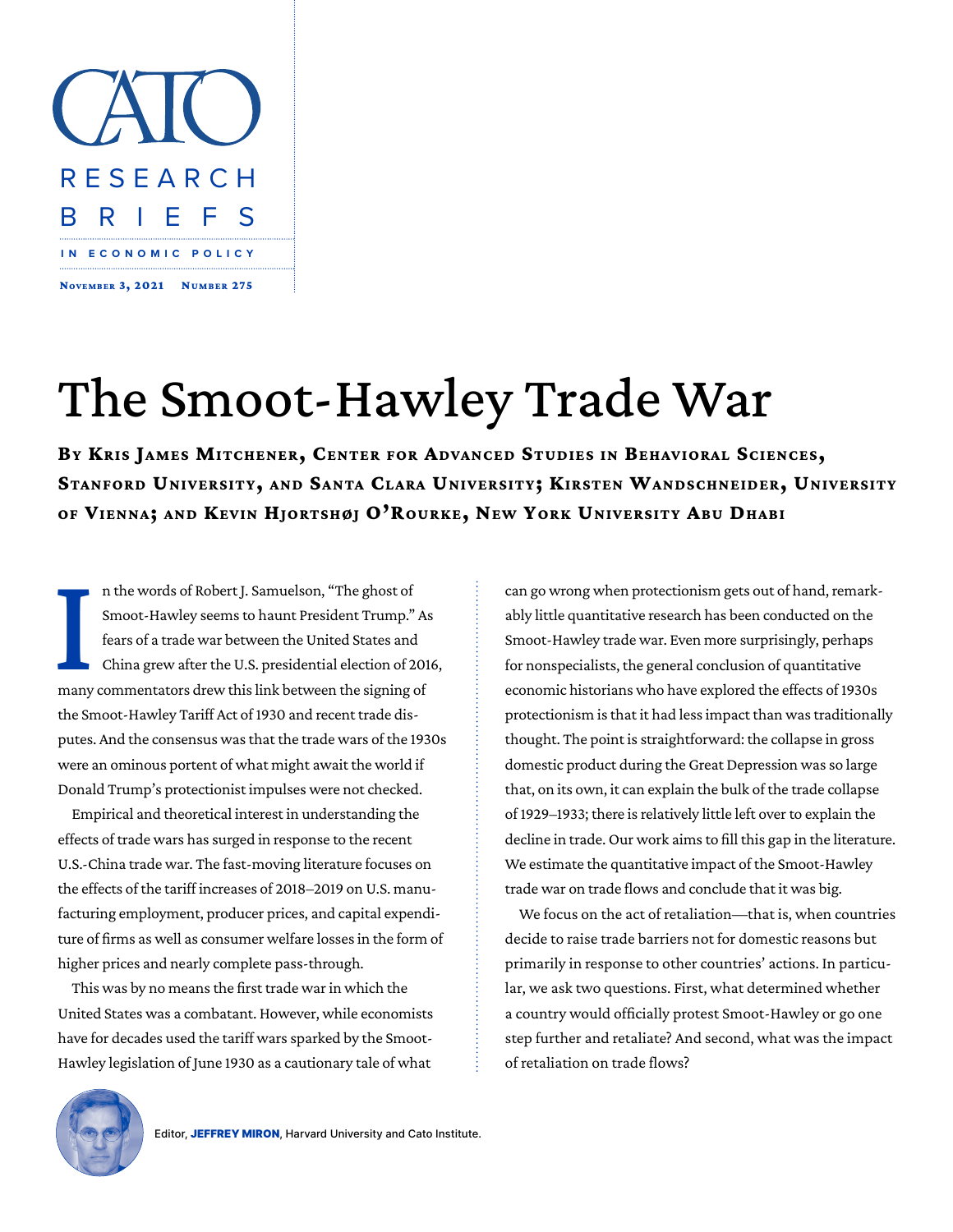CATO

RESEARCH BRIEFS

IN ECONOMIC POLICY

November 3, 2021 Number 275

# The Smoot-Hawley Trade War

**By Kris James Mitchener, Center for Advanced Studies in Behavioral Sciences, Stanford University, and Santa Clara University; Kirsten Wandschneider, University of Vienna; and Kevin Hjortshøj O'Rourke, New York University Abu Dhabi**

In the words of Robert J. Samuelson, "The ghost of Smoot-Hawley seems to haunt President Trump." As fears of a trade war between the United States and China grew after the U.S. presidential election of 2016, many commentators drew this link between the signing of the Smoot-Hawley Tariff Act of 1930 and recent trade disputes. And the consensus was that the trade wars of the 1930s were an ominous portent of what might await the world if Donald Trump's protectionist impulses were not checked.

Empirical and theoretical interest in understanding the effects of trade wars has surged in response to the recent U.S.-China trade war. The fast-moving literature focuses on the effects of the tariff increases of 2018–2019 on U.S. manufacturing employment, producer prices, and capital expenditure of firms as well as consumer welfare losses in the form of higher prices and nearly complete pass-through.

This was by no means the first trade war in which the United States was a combatant. However, while economists have for decades used the tariff wars sparked by the Smoot-Hawley legislation of June 1930 as a cautionary tale of what can go wrong when protectionism gets out of hand, remarkably little quantitative research has been conducted on the Smoot-Hawley trade war. Even more surprisingly, perhaps for nonspecialists, the general conclusion of quantitative economic historians who have explored the effects of 1930s protectionism is that it had less impact than was traditionally thought. The point is straightforward: the collapse in gross domestic product during the Great Depression was so large that, on its own, it can explain the bulk of the trade collapse of 1929–1933; there is relatively little left over to explain the decline in trade. Our work aims to fill this gap in the literature. We estimate the quantitative impact of the Smoot-Hawley trade war on trade flows and conclude that it was big.

We focus on the act of retaliation—that is, when countries decide to raise trade barriers not for domestic reasons but primarily in response to other countries' actions. In particular, we ask two questions. First, what determined whether a country would officially protest Smoot-Hawley or go one step further and retaliate? And second, what was the impact of retaliation on trade flows?

Editor, **JEFFREY MIRON**, Harvard University and Cato Institute.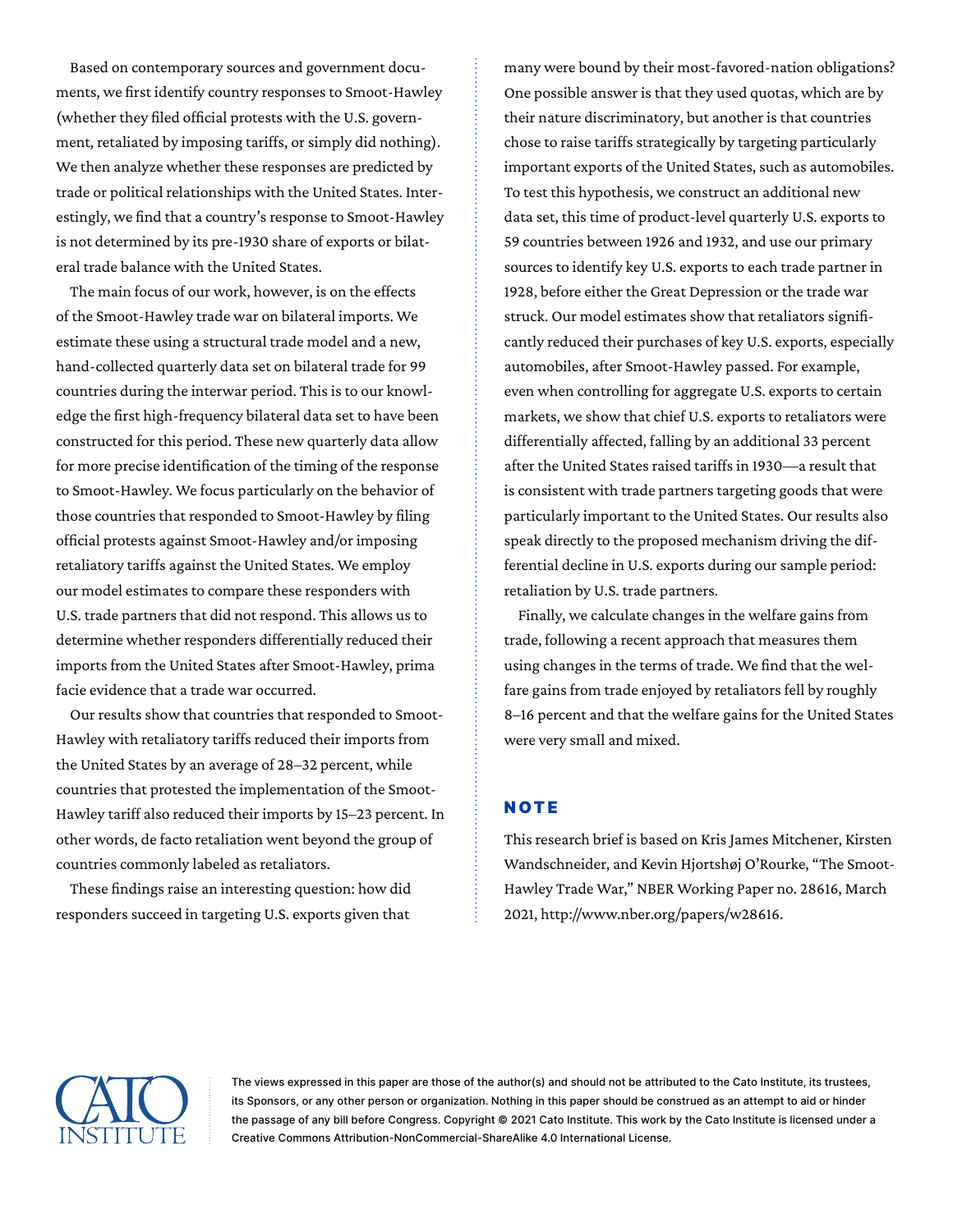Based on contemporary sources and government documents, we first identify country responses to Smoot-Hawley (whether they filed official protests with the U.S. government, retaliated by imposing tariffs, or simply did nothing). We then analyze whether these responses are predicted by trade or political relationships with the United States. Interestingly, we find that a country's response to Smoot-Hawley is not determined by its pre-1930 share of exports or bilateral trade balance with the United States.

The main focus of our work, however, is on the effects of the Smoot-Hawley trade war on bilateral imports. We estimate these using a structural trade model and a new, hand-collected quarterly data set on bilateral trade for 99 countries during the interwar period. This is to our knowledge the first high-frequency bilateral data set to have been constructed for this period. These new quarterly data allow for more precise identification of the timing of the response to Smoot-Hawley. We focus particularly on the behavior of those countries that responded to Smoot-Hawley by filing official protests against Smoot-Hawley and/or imposing retaliatory tariffs against the United States. We employ our model estimates to compare these responders with U.S. trade partners that did not respond. This allows us to determine whether responders differentially reduced their imports from the United States after Smoot-Hawley, prima facie evidence that a trade war occurred.

Our results show that countries that responded to Smoot-Hawley with retaliatory tariffs reduced their imports from the United States by an average of 28–32 percent, while countries that protested the implementation of the Smoot-Hawley tariff also reduced their imports by 15–23 percent. In other words, de facto retaliation went beyond the group of countries commonly labeled as retaliators.

These findings raise an interesting question: how did responders succeed in targeting U.S. exports given that many were bound by their most-favored-nation obligations? One possible answer is that they used quotas, which are by their nature discriminatory, but another is that countries chose to raise tariffs strategically by targeting particularly important exports of the United States, such as automobiles. To test this hypothesis, we construct an additional new data set, this time of product-level quarterly U.S. exports to 59 countries between 1926 and 1932, and use our primary sources to identify key U.S. exports to each trade partner in 1928, before either the Great Depression or the trade war struck. Our model estimates show that retaliators significantly reduced their purchases of key U.S. exports, especially automobiles, after Smoot-Hawley passed. For example, even when controlling for aggregate U.S. exports to certain markets, we show that chief U.S. exports to retaliators were differentially affected, falling by an additional 33 percent after the United States raised tariffs in 1930—a result that is consistent with trade partners targeting goods that were particularly important to the United States. Our results also speak directly to the proposed mechanism driving the differential decline in U.S. exports during our sample period: retaliation by U.S. trade partners.

Finally, we calculate changes in the welfare gains from trade, following a recent approach that measures them using changes in the terms of trade. We find that the welfare gains from trade enjoyed by retaliators fell by roughly 8–16 percent and that the welfare gains for the United States were very small and mixed.

## NOTE

This research brief is based on Kris James Mitchener, Kirsten Wandschneider, and Kevin Hjortshøj O'Rourke, "The Smoot-Hawley Trade War," NBER Working Paper no. 28616, March 2021, http://www.nber.org/papers/w28616.

CATO INSTITUTE

The views expressed in this paper are those of the author(s) and should not be attributed to the Cato Institute, its trustees, its Sponsors, or any other person or organization. Nothing in this paper should be construed as an attempt to aid or hinder the passage of any bill before Congress. Copyright © 2021 Cato Institute. This work by the Cato Institute is licensed under a Creative Commons Attribution-NonCommercial-ShareAlike 4.0 International License.